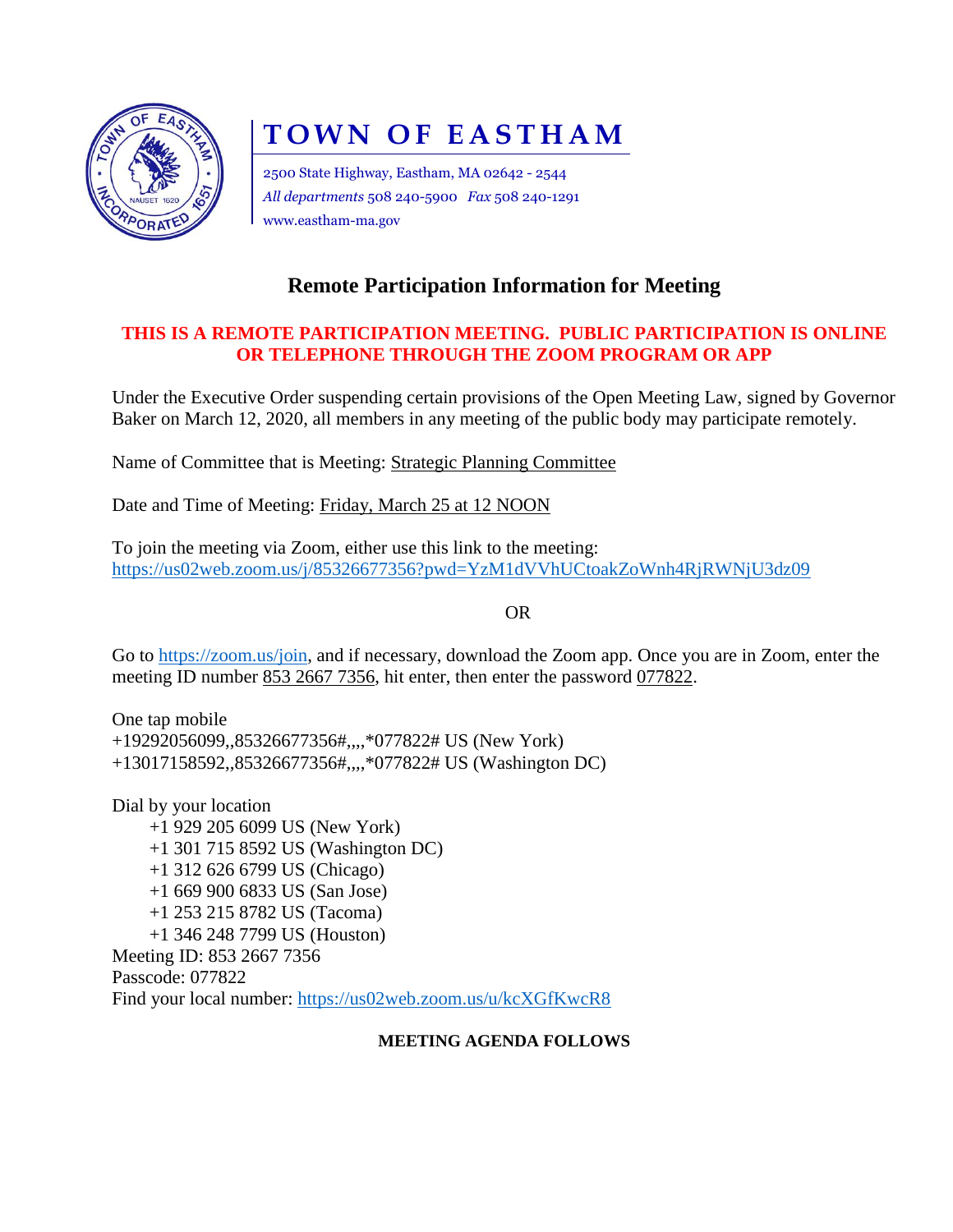# TOWN OF EASTHAM

2500 State Highway, Eastham, MA 02642 - 2544
*All departments* 508 240-5900 *Fax* 508 240-1291
www.eastham-ma.gov

## Remote Participation Information for Meeting

**THIS IS A REMOTE PARTICIPATION MEETING. PUBLIC PARTICIPATION IS ONLINE OR TELEPHONE THROUGH THE ZOOM PROGRAM OR APP**

Under the Executive Order suspending certain provisions of the Open Meeting Law, signed by Governor Baker on March 12, 2020, all members in any meeting of the public body may participate remotely.

Name of Committee that is Meeting: Strategic Planning Committee

Date and Time of Meeting: Friday, March 25 at 12 NOON

To join the meeting via Zoom, either use this link to the meeting:
https://us02web.zoom.us/j/85326677356?pwd=YzM1dVVhUCtoakZoWnh4RjRWNjU3dz09

OR

Go to https://zoom.us/join, and if necessary, download the Zoom app. Once you are in Zoom, enter the meeting ID number 853 2667 7356, hit enter, then enter the password 077822.

One tap mobile
+19292056099,,85326677356#,,,,*077822# US (New York)
+13017158592,,85326677356#,,,,*077822# US (Washington DC)

Dial by your location
+1 929 205 6099 US (New York)
+1 301 715 8592 US (Washington DC)
+1 312 626 6799 US (Chicago)
+1 669 900 6833 US (San Jose)
+1 253 215 8782 US (Tacoma)
+1 346 248 7799 US (Houston)
Meeting ID: 853 2667 7356
Passcode: 077822
Find your local number: https://us02web.zoom.us/u/kcXGfKwcR8

**MEETING AGENDA FOLLOWS**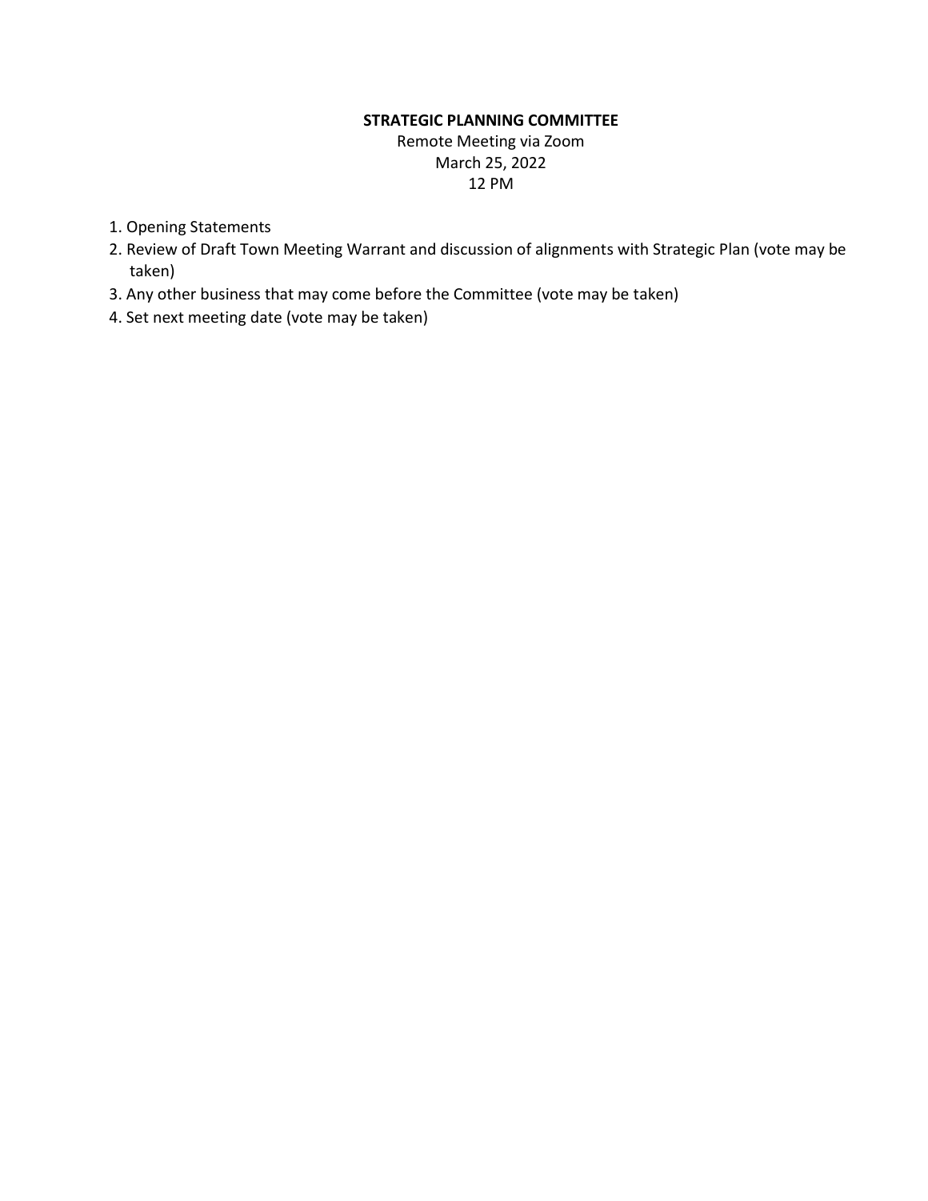**STRATEGIC PLANNING COMMITTEE**

Remote Meeting via Zoom

March 25, 2022

12 PM

1. Opening Statements
2. Review of Draft Town Meeting Warrant and discussion of alignments with Strategic Plan (vote may be taken)
3. Any other business that may come before the Committee (vote may be taken)
4. Set next meeting date (vote may be taken)